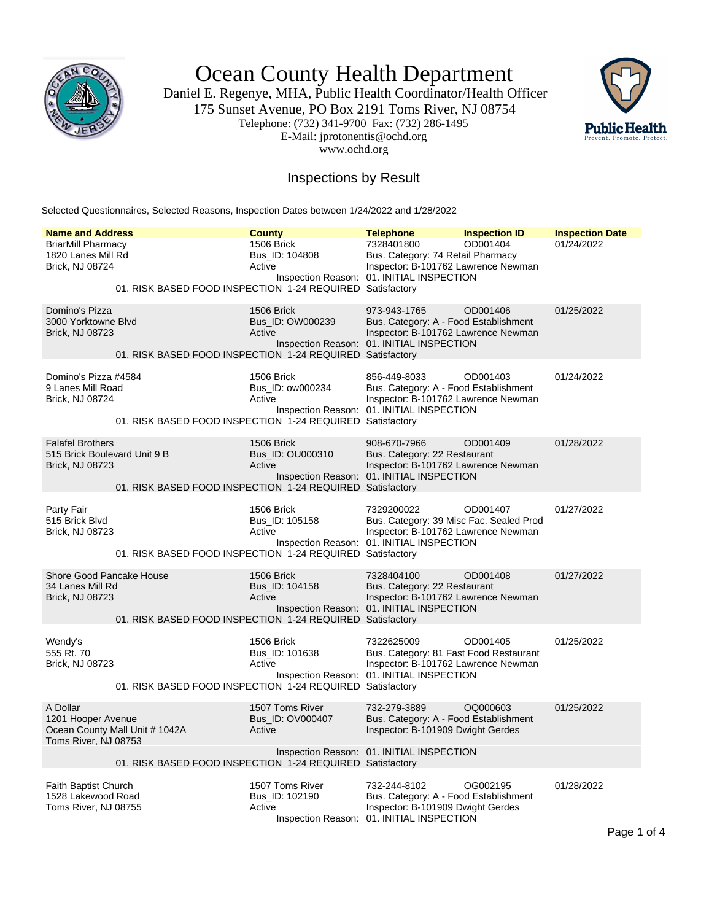# Ocean County Health Department

Daniel E. Regenye, MHA, Public Health Coordinator/Health Officer
175 Sunset Avenue, PO Box 2191 Toms River, NJ 08754
Telephone: (732) 341-9700 Fax: (732) 286-1495
E-Mail: jprotonentis@ochd.org
www.ochd.org

## Inspections by Result

Selected Questionnaires, Selected Reasons, Inspection Dates between 1/24/2022 and 1/28/2022

| Name and Address | County | Telephone | Inspection ID | Inspection Date |
|---|---|---|---|---|
| BriarMill Pharmacy<br>1820 Lanes Mill Rd<br>Brick, NJ 08724 | 1506 Brick<br>Bus_ID: 104808<br>Active | 7328401800<br>Bus. Category: 74 Retail Pharmacy<br>Inspector: B-101762 Lawrence Newman | OD001404 | 01/24/2022 |
| | Inspection Reason: | 01. INITIAL INSPECTION | | |
| 01. RISK BASED FOOD INSPECTION 1-24 REQUIRED | | Satisfactory | | |
| Domino's Pizza<br>3000 Yorktowne Blvd<br>Brick, NJ 08723 | 1506 Brick<br>Bus_ID: OW000239<br>Active | 973-943-1765<br>Bus. Category: A - Food Establishment<br>Inspector: B-101762 Lawrence Newman | OD001406 | 01/25/2022 |
| | Inspection Reason: | 01. INITIAL INSPECTION | | |
| 01. RISK BASED FOOD INSPECTION 1-24 REQUIRED | | Satisfactory | | |
| Domino's Pizza #4584<br>9 Lanes Mill Road<br>Brick, NJ 08724 | 1506 Brick<br>Bus_ID: ow000234<br>Active | 856-449-8033<br>Bus. Category: A - Food Establishment<br>Inspector: B-101762 Lawrence Newman | OD001403 | 01/24/2022 |
| | Inspection Reason: | 01. INITIAL INSPECTION | | |
| 01. RISK BASED FOOD INSPECTION 1-24 REQUIRED | | Satisfactory | | |
| Falafel Brothers<br>515 Brick Boulevard Unit 9 B<br>Brick, NJ 08723 | 1506 Brick<br>Bus_ID: OU000310<br>Active | 908-670-7966<br>Bus. Category: 22 Restaurant<br>Inspector: B-101762 Lawrence Newman | OD001409 | 01/28/2022 |
| | Inspection Reason: | 01. INITIAL INSPECTION | | |
| 01. RISK BASED FOOD INSPECTION 1-24 REQUIRED | | Satisfactory | | |
| Party Fair<br>515 Brick Blvd<br>Brick, NJ 08723 | 1506 Brick<br>Bus_ID: 105158<br>Active | 7329200022<br>Bus. Category: 39 Misc Fac. Sealed Prod<br>Inspector: B-101762 Lawrence Newman | OD001407 | 01/27/2022 |
| | Inspection Reason: | 01. INITIAL INSPECTION | | |
| 01. RISK BASED FOOD INSPECTION 1-24 REQUIRED | | Satisfactory | | |
| Shore Good Pancake House<br>34 Lanes Mill Rd<br>Brick, NJ 08723 | 1506 Brick<br>Bus_ID: 104158<br>Active | 7328404100<br>Bus. Category: 22 Restaurant<br>Inspector: B-101762 Lawrence Newman | OD001408 | 01/27/2022 |
| | Inspection Reason: | 01. INITIAL INSPECTION | | |
| 01. RISK BASED FOOD INSPECTION 1-24 REQUIRED | | Satisfactory | | |
| Wendy's<br>555 Rt. 70<br>Brick, NJ 08723 | 1506 Brick<br>Bus_ID: 101638<br>Active | 7322625009<br>Bus. Category: 81 Fast Food Restaurant<br>Inspector: B-101762 Lawrence Newman | OD001405 | 01/25/2022 |
| | Inspection Reason: | 01. INITIAL INSPECTION | | |
| 01. RISK BASED FOOD INSPECTION 1-24 REQUIRED | | Satisfactory | | |
| A Dollar<br>1201 Hooper Avenue<br>Ocean County Mall Unit # 1042A<br>Toms River, NJ 08753 | 1507 Toms River<br>Bus_ID: OV000407<br>Active | 732-279-3889<br>Bus. Category: A - Food Establishment<br>Inspector: B-101909 Dwight Gerdes | OQ000603 | 01/25/2022 |
| | Inspection Reason: | 01. INITIAL INSPECTION | | |
| 01. RISK BASED FOOD INSPECTION 1-24 REQUIRED | | Satisfactory | | |
| Faith Baptist Church<br>1528 Lakewood Road<br>Toms River, NJ 08755 | 1507 Toms River<br>Bus_ID: 102190<br>Active | 732-244-8102<br>Bus. Category: A - Food Establishment<br>Inspector: B-101909 Dwight Gerdes | OG002195 | 01/28/2022 |
| | Inspection Reason: | 01. INITIAL INSPECTION | | |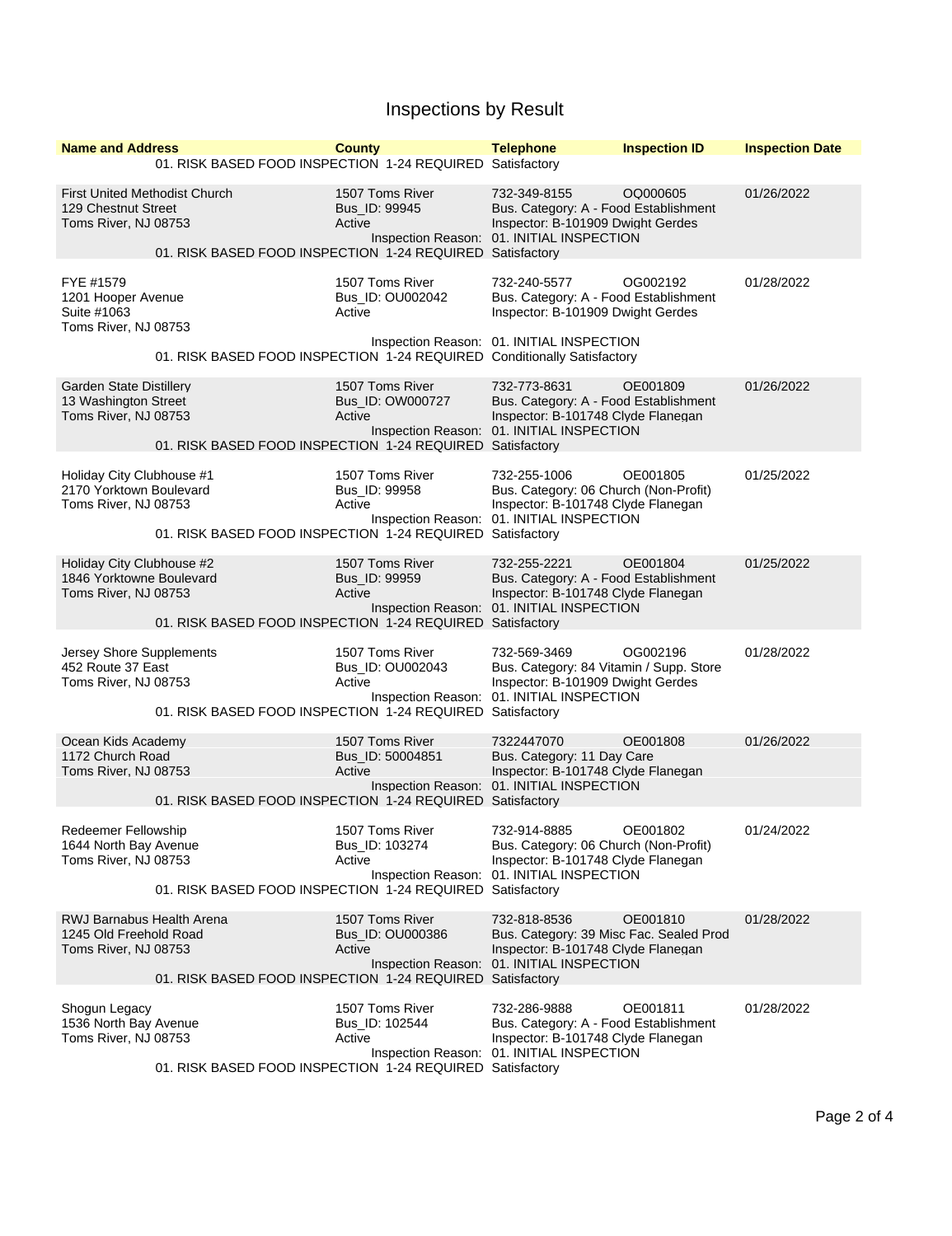# Inspections by Result

| Name and Address | County | Telephone | Inspection ID | Inspection Date |
|---|---|---|---|---|
| | 01. RISK BASED FOOD INSPECTION 1-24 REQUIRED | Satisfactory | | |
| First United Methodist Church<br>129 Chestnut Street<br>Toms River, NJ 08753 | 1507 Toms River<br>Bus_ID: 99945<br>Active | 732-349-8155<br>Bus. Category: A - Food Establishment<br>Inspector: B-101909 Dwight Gerdes | OQ000605 | 01/26/2022 |
| | Inspection Reason: | 01. INITIAL INSPECTION | | |
| | 01. RISK BASED FOOD INSPECTION 1-24 REQUIRED | Satisfactory | | |
| FYE #1579<br>1201 Hooper Avenue<br>Suite #1063<br>Toms River, NJ 08753 | 1507 Toms River<br>Bus_ID: OU002042<br>Active | 732-240-5577<br>Bus. Category: A - Food Establishment<br>Inspector: B-101909 Dwight Gerdes | OG002192 | 01/28/2022 |
| | Inspection Reason: | 01. INITIAL INSPECTION | | |
| | 01. RISK BASED FOOD INSPECTION 1-24 REQUIRED | Conditionally Satisfactory | | |
| Garden State Distillery<br>13 Washington Street<br>Toms River, NJ 08753 | 1507 Toms River<br>Bus_ID: OW000727<br>Active | 732-773-8631<br>Bus. Category: A - Food Establishment<br>Inspector: B-101748 Clyde Flanegan | OE001809 | 01/26/2022 |
| | Inspection Reason: | 01. INITIAL INSPECTION | | |
| | 01. RISK BASED FOOD INSPECTION 1-24 REQUIRED | Satisfactory | | |
| Holiday City Clubhouse #1<br>2170 Yorktown Boulevard<br>Toms River, NJ 08753 | 1507 Toms River<br>Bus_ID: 99958<br>Active | 732-255-1006<br>Bus. Category: 06 Church (Non-Profit)<br>Inspector: B-101748 Clyde Flanegan | OE001805 | 01/25/2022 |
| | Inspection Reason: | 01. INITIAL INSPECTION | | |
| | 01. RISK BASED FOOD INSPECTION 1-24 REQUIRED | Satisfactory | | |
| Holiday City Clubhouse #2<br>1846 Yorktowne Boulevard<br>Toms River, NJ 08753 | 1507 Toms River<br>Bus_ID: 99959<br>Active | 732-255-2221<br>Bus. Category: A - Food Establishment<br>Inspector: B-101748 Clyde Flanegan | OE001804 | 01/25/2022 |
| | Inspection Reason: | 01. INITIAL INSPECTION | | |
| | 01. RISK BASED FOOD INSPECTION 1-24 REQUIRED | Satisfactory | | |
| Jersey Shore Supplements<br>452 Route 37 East<br>Toms River, NJ 08753 | 1507 Toms River<br>Bus_ID: OU002043<br>Active | 732-569-3469<br>Bus. Category: 84 Vitamin / Supp. Store<br>Inspector: B-101909 Dwight Gerdes | OG002196 | 01/28/2022 |
| | Inspection Reason: | 01. INITIAL INSPECTION | | |
| | 01. RISK BASED FOOD INSPECTION 1-24 REQUIRED | Satisfactory | | |
| Ocean Kids Academy<br>1172 Church Road<br>Toms River, NJ 08753 | 1507 Toms River<br>Bus_ID: 50004851<br>Active | 7322447070<br>Bus. Category: 11 Day Care<br>Inspector: B-101748 Clyde Flanegan | OE001808 | 01/26/2022 |
| | Inspection Reason: | 01. INITIAL INSPECTION | | |
| | 01. RISK BASED FOOD INSPECTION 1-24 REQUIRED | Satisfactory | | |
| Redeemer Fellowship<br>1644 North Bay Avenue<br>Toms River, NJ 08753 | 1507 Toms River<br>Bus_ID: 103274<br>Active | 732-914-8885<br>Bus. Category: 06 Church (Non-Profit)<br>Inspector: B-101748 Clyde Flanegan | OE001802 | 01/24/2022 |
| | Inspection Reason: | 01. INITIAL INSPECTION | | |
| | 01. RISK BASED FOOD INSPECTION 1-24 REQUIRED | Satisfactory | | |
| RWJ Barnabus Health Arena<br>1245 Old Freehold Road<br>Toms River, NJ 08753 | 1507 Toms River<br>Bus_ID: OU000386<br>Active | 732-818-8536<br>Bus. Category: 39 Misc Fac. Sealed Prod<br>Inspector: B-101748 Clyde Flanegan | OE001810 | 01/28/2022 |
| | Inspection Reason: | 01. INITIAL INSPECTION | | |
| | 01. RISK BASED FOOD INSPECTION 1-24 REQUIRED | Satisfactory | | |
| Shogun Legacy<br>1536 North Bay Avenue<br>Toms River, NJ 08753 | 1507 Toms River<br>Bus_ID: 102544<br>Active | 732-286-9888<br>Bus. Category: A - Food Establishment<br>Inspector: B-101748 Clyde Flanegan | OE001811 | 01/28/2022 |
| | Inspection Reason: | 01. INITIAL INSPECTION | | |
| | 01. RISK BASED FOOD INSPECTION 1-24 REQUIRED | Satisfactory | | |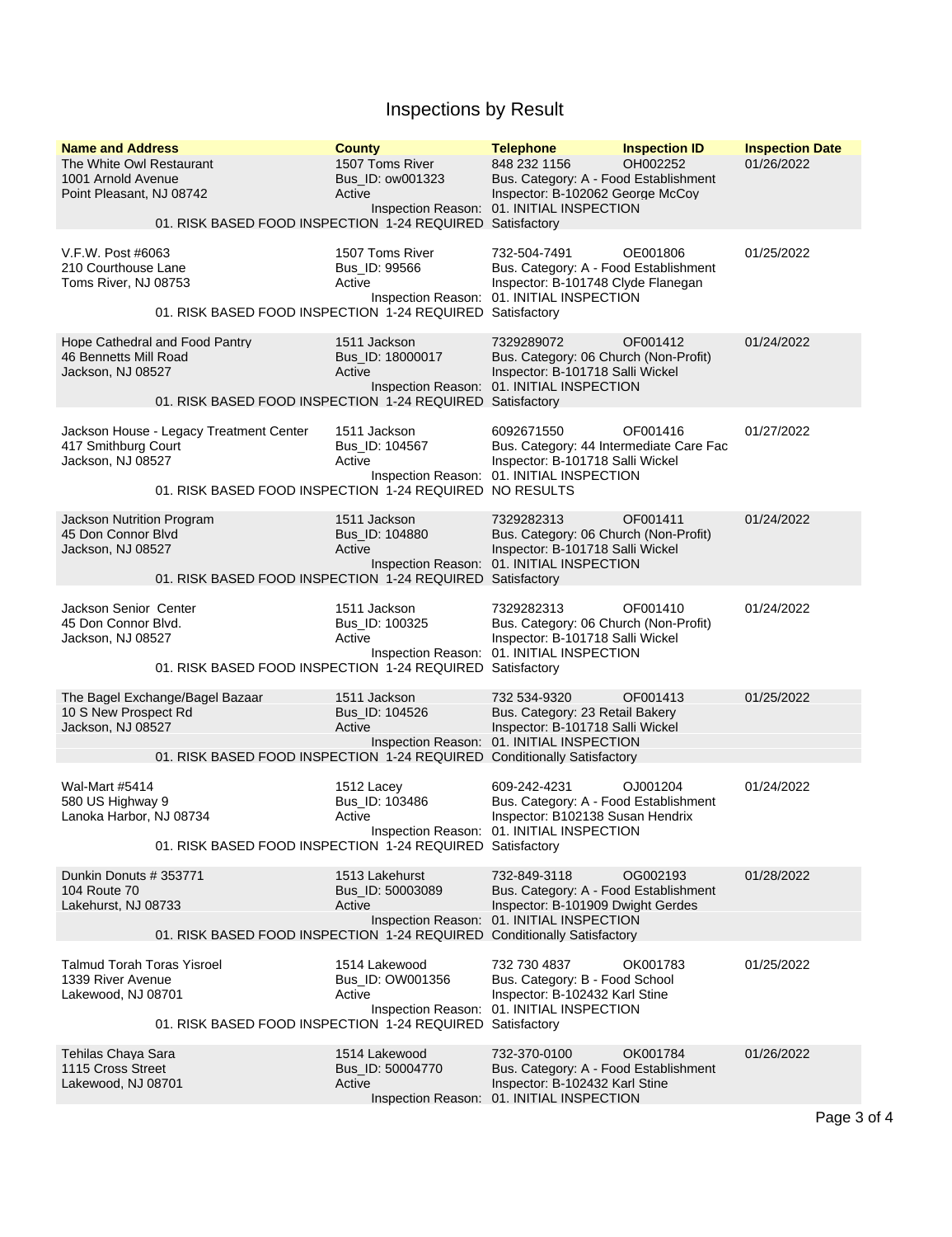# Inspections by Result

| Name and Address | County | Telephone | Inspection ID | Inspection Date |
|---|---|---|---|---|
| The White Owl Restaurant<br>1001 Arnold Avenue<br>Point Pleasant, NJ 08742 | 1507 Toms River<br>Bus_ID: ow001323<br>Active | 848 232 1156<br>Bus. Category: A - Food Establishment<br>Inspector: B-102062 George McCoy | OH002252 | 01/26/2022 |
| Inspection Reason: 01. INITIAL INSPECTION | | | | |
| 01. RISK BASED FOOD INSPECTION 1-24 REQUIRED | Satisfactory | | | |
| V.F.W. Post #6063<br>210 Courthouse Lane<br>Toms River, NJ 08753 | 1507 Toms River<br>Bus_ID: 99566<br>Active | 732-504-7491<br>Bus. Category: A - Food Establishment<br>Inspector: B-101748 Clyde Flanegan | OE001806 | 01/25/2022 |
| Inspection Reason: 01. INITIAL INSPECTION | | | | |
| 01. RISK BASED FOOD INSPECTION 1-24 REQUIRED | Satisfactory | | | |
| Hope Cathedral and Food Pantry<br>46 Bennetts Mill Road<br>Jackson, NJ 08527 | 1511 Jackson<br>Bus_ID: 18000017<br>Active | 7329289072<br>Bus. Category: 06 Church (Non-Profit)<br>Inspector: B-101718 Salli Wickel | OF001412 | 01/24/2022 |
| Inspection Reason: 01. INITIAL INSPECTION | | | | |
| 01. RISK BASED FOOD INSPECTION 1-24 REQUIRED | Satisfactory | | | |
| Jackson House - Legacy Treatment Center<br>417 Smithburg Court<br>Jackson, NJ 08527 | 1511 Jackson<br>Bus_ID: 104567<br>Active | 6092671550<br>Bus. Category: 44 Intermediate Care Fac<br>Inspector: B-101718 Salli Wickel | OF001416 | 01/27/2022 |
| Inspection Reason: 01. INITIAL INSPECTION | | | | |
| 01. RISK BASED FOOD INSPECTION 1-24 REQUIRED | NO RESULTS | | | |
| Jackson Nutrition Program<br>45 Don Connor Blvd<br>Jackson, NJ 08527 | 1511 Jackson<br>Bus_ID: 104880<br>Active | 7329282313<br>Bus. Category: 06 Church (Non-Profit)<br>Inspector: B-101718 Salli Wickel | OF001411 | 01/24/2022 |
| Inspection Reason: 01. INITIAL INSPECTION | | | | |
| 01. RISK BASED FOOD INSPECTION 1-24 REQUIRED | Satisfactory | | | |
| Jackson Senior Center<br>45 Don Connor Blvd.<br>Jackson, NJ 08527 | 1511 Jackson<br>Bus_ID: 100325<br>Active | 7329282313<br>Bus. Category: 06 Church (Non-Profit)<br>Inspector: B-101718 Salli Wickel | OF001410 | 01/24/2022 |
| Inspection Reason: 01. INITIAL INSPECTION | | | | |
| 01. RISK BASED FOOD INSPECTION 1-24 REQUIRED | Satisfactory | | | |
| The Bagel Exchange/Bagel Bazaar<br>10 S New Prospect Rd<br>Jackson, NJ 08527 | 1511 Jackson<br>Bus_ID: 104526<br>Active | 732 534-9320<br>Bus. Category: 23 Retail Bakery<br>Inspector: B-101718 Salli Wickel | OF001413 | 01/25/2022 |
| Inspection Reason: 01. INITIAL INSPECTION | | | | |
| 01. RISK BASED FOOD INSPECTION 1-24 REQUIRED | Conditionally Satisfactory | | | |
| Wal-Mart #5414<br>580 US Highway 9<br>Lanoka Harbor, NJ 08734 | 1512 Lacey<br>Bus_ID: 103486<br>Active | 609-242-4231<br>Bus. Category: A - Food Establishment<br>Inspector: B102138 Susan Hendrix | OJ001204 | 01/24/2022 |
| Inspection Reason: 01. INITIAL INSPECTION | | | | |
| 01. RISK BASED FOOD INSPECTION 1-24 REQUIRED | Satisfactory | | | |
| Dunkin Donuts # 353771<br>104 Route 70<br>Lakehurst, NJ 08733 | 1513 Lakehurst<br>Bus_ID: 50003089<br>Active | 732-849-3118<br>Bus. Category: A - Food Establishment<br>Inspector: B-101909 Dwight Gerdes | OG002193 | 01/28/2022 |
| Inspection Reason: 01. INITIAL INSPECTION | | | | |
| 01. RISK BASED FOOD INSPECTION 1-24 REQUIRED | Conditionally Satisfactory | | | |
| Talmud Torah Toras Yisroel<br>1339 River Avenue<br>Lakewood, NJ 08701 | 1514 Lakewood<br>Bus_ID: OW001356<br>Active | 732 730 4837<br>Bus. Category: B - Food School<br>Inspector: B-102432 Karl Stine | OK001783 | 01/25/2022 |
| Inspection Reason: 01. INITIAL INSPECTION | | | | |
| 01. RISK BASED FOOD INSPECTION 1-24 REQUIRED | Satisfactory | | | |
| Tehilas Chaya Sara<br>1115 Cross Street<br>Lakewood, NJ 08701 | 1514 Lakewood<br>Bus_ID: 50004770<br>Active | 732-370-0100<br>Bus. Category: A - Food Establishment<br>Inspector: B-102432 Karl Stine | OK001784 | 01/26/2022 |
| Inspection Reason: 01. INITIAL INSPECTION | | | | |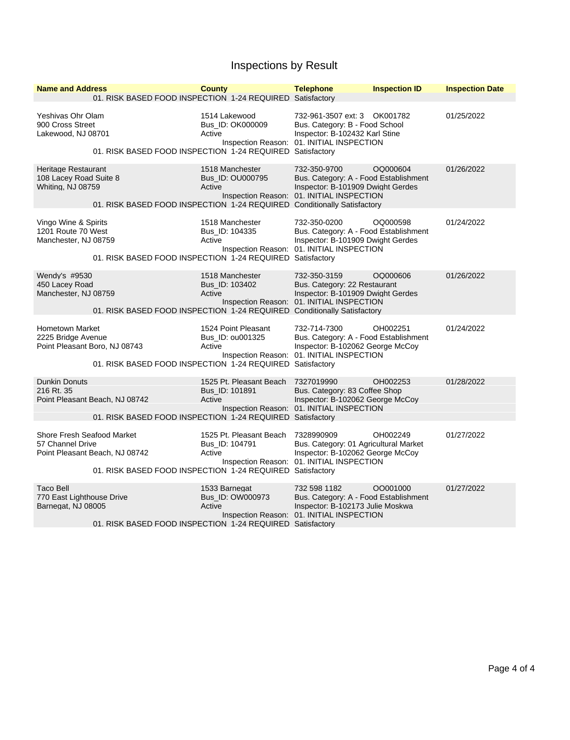# Inspections by Result

| Name and Address | County | Telephone | Inspection ID | Inspection Date |
|---|---|---|---|---|
| | | 01. RISK BASED FOOD INSPECTION 1-24 REQUIRED Satisfactory | | |
| Yeshivas Ohr Olam<br>900 Cross Street<br>Lakewood, NJ 08701 | 1514 Lakewood<br>Bus_ID: OK000009<br>Active | 732-961-3507 ext: 3<br>Bus. Category: B - Food School<br>Inspector: B-102432 Karl Stine<br>Inspection Reason: 01. INITIAL INSPECTION<br>01. RISK BASED FOOD INSPECTION 1-24 REQUIRED Satisfactory | OK001782 | 01/25/2022 |
| Heritage Restaurant<br>108 Lacey Road Suite 8<br>Whiting, NJ 08759 | 1518 Manchester<br>Bus_ID: OU000795<br>Active | 732-350-9700<br>Bus. Category: A - Food Establishment<br>Inspector: B-101909 Dwight Gerdes<br>Inspection Reason: 01. INITIAL INSPECTION<br>01. RISK BASED FOOD INSPECTION 1-24 REQUIRED Conditionally Satisfactory | OQ000604 | 01/26/2022 |
| Vingo Wine & Spirits<br>1201 Route 70 West<br>Manchester, NJ 08759 | 1518 Manchester<br>Bus_ID: 104335<br>Active | 732-350-0200<br>Bus. Category: A - Food Establishment<br>Inspector: B-101909 Dwight Gerdes<br>Inspection Reason: 01. INITIAL INSPECTION<br>01. RISK BASED FOOD INSPECTION 1-24 REQUIRED Satisfactory | OQ000598 | 01/24/2022 |
| Wendy's #9530<br>450 Lacey Road<br>Manchester, NJ 08759 | 1518 Manchester<br>Bus_ID: 103402<br>Active | 732-350-3159<br>Bus. Category: 22 Restaurant<br>Inspector: B-101909 Dwight Gerdes<br>Inspection Reason: 01. INITIAL INSPECTION<br>01. RISK BASED FOOD INSPECTION 1-24 REQUIRED Conditionally Satisfactory | OQ000606 | 01/26/2022 |
| Hometown Market<br>2225 Bridge Avenue<br>Point Pleasant Boro, NJ 08743 | 1524 Point Pleasant<br>Bus_ID: ou001325<br>Active | 732-714-7300<br>Bus. Category: A - Food Establishment<br>Inspector: B-102062 George McCoy<br>Inspection Reason: 01. INITIAL INSPECTION<br>01. RISK BASED FOOD INSPECTION 1-24 REQUIRED Satisfactory | OH002251 | 01/24/2022 |
| Dunkin Donuts<br>216 Rt. 35<br>Point Pleasant Beach, NJ 08742 | 1525 Pt. Pleasant Beach<br>Bus_ID: 101891<br>Active | 7327019990<br>Bus. Category: 83 Coffee Shop<br>Inspector: B-102062 George McCoy<br>Inspection Reason: 01. INITIAL INSPECTION<br>01. RISK BASED FOOD INSPECTION 1-24 REQUIRED Satisfactory | OH002253 | 01/28/2022 |
| Shore Fresh Seafood Market<br>57 Channel Drive<br>Point Pleasant Beach, NJ 08742 | 1525 Pt. Pleasant Beach<br>Bus_ID: 104791<br>Active | 7328990909<br>Bus. Category: 01 Agricultural Market<br>Inspector: B-102062 George McCoy<br>Inspection Reason: 01. INITIAL INSPECTION<br>01. RISK BASED FOOD INSPECTION 1-24 REQUIRED Satisfactory | OH002249 | 01/27/2022 |
| Taco Bell<br>770 East Lighthouse Drive<br>Barnegat, NJ 08005 | 1533 Barnegat<br>Bus_ID: OW000973<br>Active | 732 598 1182<br>Bus. Category: A - Food Establishment<br>Inspector: B-102173 Julie Moskwa<br>Inspection Reason: 01. INITIAL INSPECTION<br>01. RISK BASED FOOD INSPECTION 1-24 REQUIRED Satisfactory | OO001000 | 01/27/2022 |